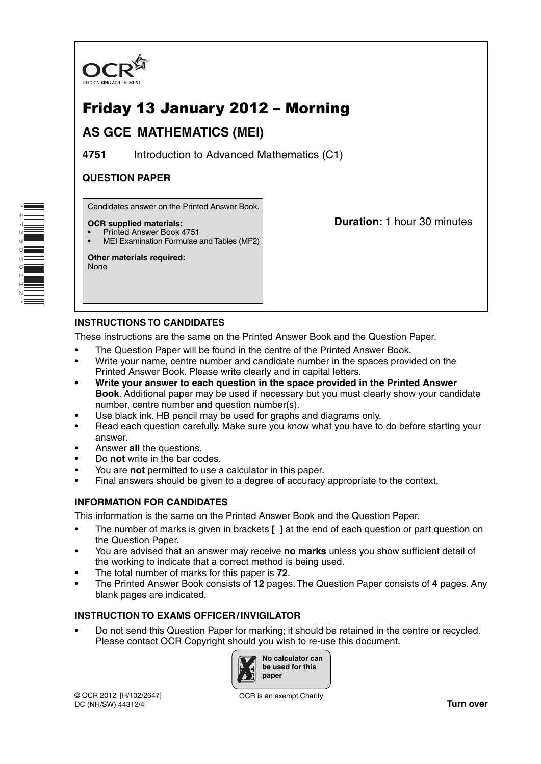OCR
RECOGNISING ACHIEVEMENT

# Friday 13 January 2012 – Morning

## AS GCE MATHEMATICS (MEI)

**4751** Introduction to Advanced Mathematics (C1)

### QUESTION PAPER

Candidates answer on the Printed Answer Book.

**OCR supplied materials:**
- Printed Answer Book 4751
- MEI Examination Formulae and Tables (MF2)

**Other materials required:**
None

**Duration:** 1 hour 30 minutes

### INSTRUCTIONS TO CANDIDATES

These instructions are the same on the Printed Answer Book and the Question Paper.

- The Question Paper will be found in the centre of the Printed Answer Book.
- Write your name, centre number and candidate number in the spaces provided on the Printed Answer Book. Please write clearly and in capital letters.
- **Write your answer to each question in the space provided in the Printed Answer Book**. Additional paper may be used if necessary but you must clearly show your candidate number, centre number and question number(s).
- Use black ink. HB pencil may be used for graphs and diagrams only.
- Read each question carefully. Make sure you know what you have to do before starting your answer.
- Answer **all** the questions.
- Do **not** write in the bar codes.
- You are **not** permitted to use a calculator in this paper.
- Final answers should be given to a degree of accuracy appropriate to the context.

### INFORMATION FOR CANDIDATES

This information is the same on the Printed Answer Book and the Question Paper.

- The number of marks is given in brackets **[ ]** at the end of each question or part question on the Question Paper.
- You are advised that an answer may receive **no marks** unless you show sufficient detail of the working to indicate that a correct method is being used.
- The total number of marks for this paper is **72**.
- The Printed Answer Book consists of **12** pages. The Question Paper consists of **4** pages. Any blank pages are indicated.

### INSTRUCTION TO EXAMS OFFICER / INVIGILATOR

- Do not send this Question Paper for marking; it should be retained in the centre or recycled. Please contact OCR Copyright should you wish to re-use this document.

**No calculator can be used for this paper**

© OCR 2012 [H/102/2647]
DC (NH/SW) 44312/4

OCR is an exempt Charity

**Turn over**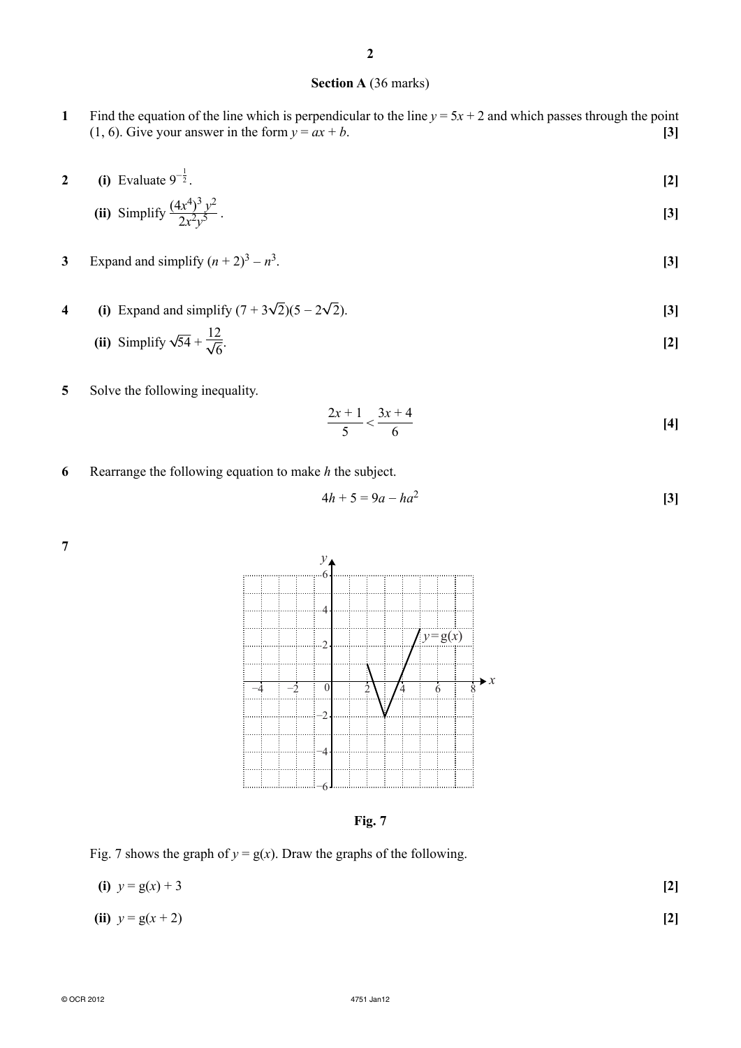## Section A (36 marks)

**1** Find the equation of the line which is perpendicular to the line $y = 5x + 2$ and which passes through the point $(1, 6)$. Give your answer in the form $y = ax + b$. **[3]**

**2** **(i)** Evaluate $9^{-\frac{1}{2}}$. **[2]**

**(ii)** Simplify $\dfrac{(4x^4)^3 y^2}{2x^2 y^5}$. **[3]**

**3** Expand and simplify $(n + 2)^3 - n^3$. **[3]**

**4** **(i)** Expand and simplify $(7 + 3\sqrt{2})(5 - 2\sqrt{2})$. **[3]**

**(ii)** Simplify $\sqrt{54} + \dfrac{12}{\sqrt{6}}$. **[2]**

**5** Solve the following inequality.

$$\frac{2x + 1}{5} < \frac{3x + 4}{6}$$

**[4]**

**6** Rearrange the following equation to make $h$ the subject.

$$4h + 5 = 9a - ha^2$$

**[3]**

**7**

**Fig. 7**

Fig. 7 shows the graph of $y = g(x)$. Draw the graphs of the following.

**(i)** $y = g(x) + 3$ **[2]**

**(ii)** $y = g(x + 2)$ **[2]**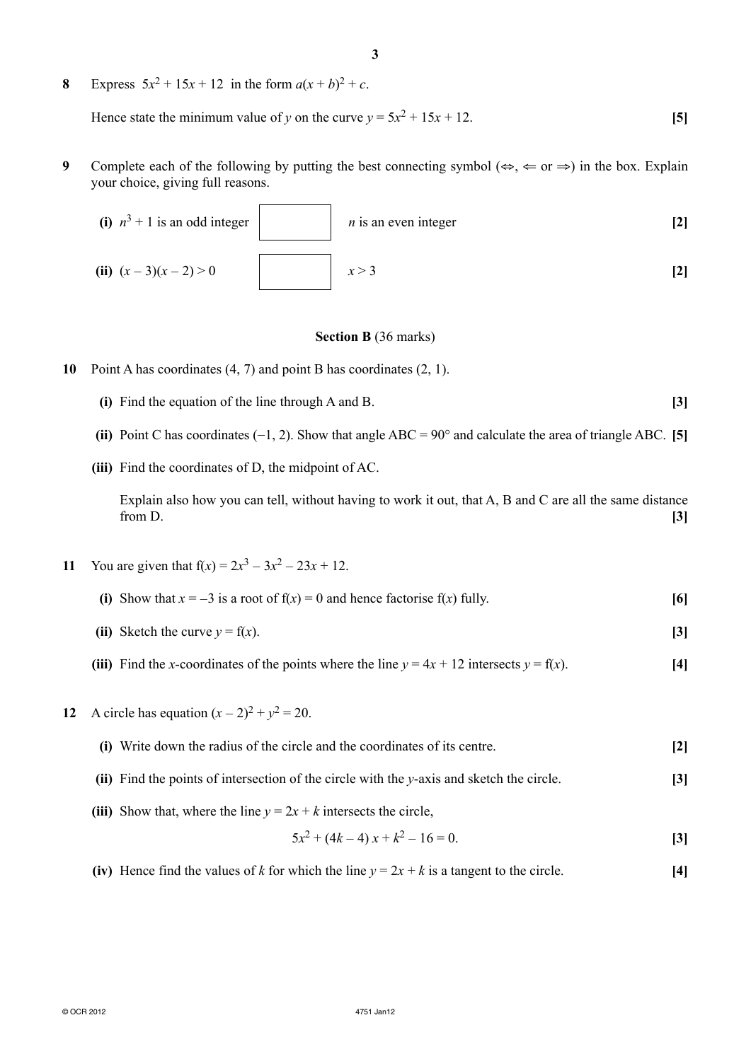**8** Express $5x^2 + 15x + 12$ in the form $a(x + b)^2 + c$.

Hence state the minimum value of $y$ on the curve $y = 5x^2 + 15x + 12$. **[5]**

**9** Complete each of the following by putting the best connecting symbol ($\Leftrightarrow$, $\Leftarrow$ or $\Rightarrow$) in the box. Explain your choice, giving full reasons.

**(i)** $n^3 + 1$ is an odd integer $\boxed{\phantom{xx}}$ $n$ is an even integer **[2]**

**(ii)** $(x - 3)(x - 2) > 0$ $\boxed{\phantom{xx}}$ $x > 3$ **[2]**

## Section B (36 marks)

**10** Point A has coordinates (4, 7) and point B has coordinates (2, 1).

**(i)** Find the equation of the line through A and B. **[3]**

**(ii)** Point C has coordinates (−1, 2). Show that angle ABC = 90° and calculate the area of triangle ABC. **[5]**

**(iii)** Find the coordinates of D, the midpoint of AC.

Explain also how you can tell, without having to work it out, that A, B and C are all the same distance from D. **[3]**

**11** You are given that $f(x) = 2x^3 - 3x^2 - 23x + 12$.

**(i)** Show that $x = -3$ is a root of $f(x) = 0$ and hence factorise $f(x)$ fully. **[6]**

**(ii)** Sketch the curve $y = f(x)$. **[3]**

**(iii)** Find the $x$-coordinates of the points where the line $y = 4x + 12$ intersects $y = f(x)$. **[4]**

**12** A circle has equation $(x - 2)^2 + y^2 = 20$.

**(i)** Write down the radius of the circle and the coordinates of its centre. **[2]**

**(ii)** Find the points of intersection of the circle with the $y$-axis and sketch the circle. **[3]**

**(iii)** Show that, where the line $y = 2x + k$ intersects the circle,

$$5x^2 + (4k - 4)x + k^2 - 16 = 0.$$ **[3]**

**(iv)** Hence find the values of $k$ for which the line $y = 2x + k$ is a tangent to the circle. **[4]**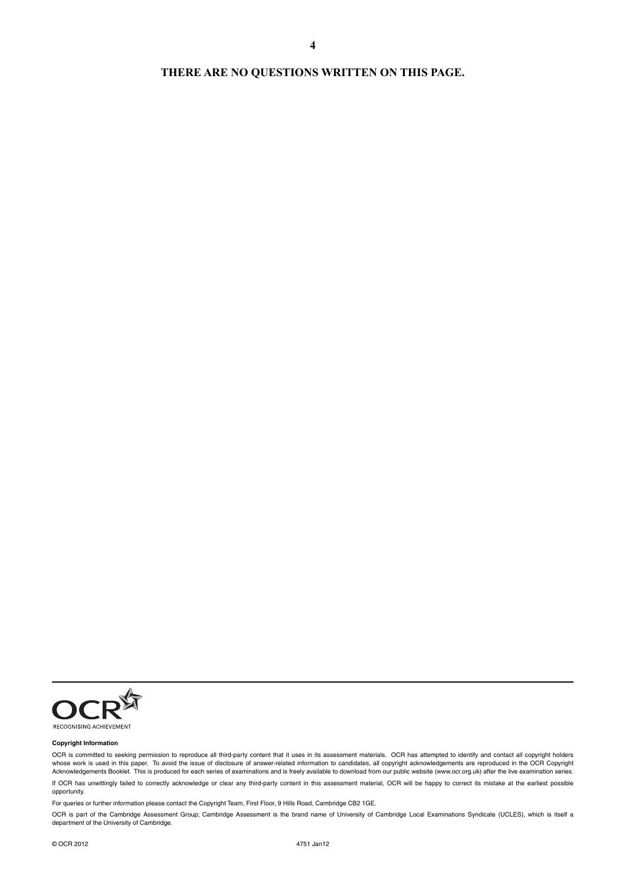**THERE ARE NO QUESTIONS WRITTEN ON THIS PAGE.**

OCR

RECOGNISING ACHIEVEMENT

**Copyright Information**

OCR is committed to seeking permission to reproduce all third-party content that it uses in its assessment materials. OCR has attempted to identify and contact all copyright holders whose work is used in this paper. To avoid the issue of disclosure of answer-related information to candidates, all copyright acknowledgements are reproduced in the OCR Copyright Acknowledgements Booklet. This is produced for each series of examinations and is freely available to download from our public website (www.ocr.org.uk) after the live examination series.

If OCR has unwittingly failed to correctly acknowledge or clear any third-party content in this assessment material, OCR will be happy to correct its mistake at the earliest possible opportunity.

For queries or further information please contact the Copyright Team, First Floor, 9 Hills Road, Cambridge CB2 1GE.

OCR is part of the Cambridge Assessment Group; Cambridge Assessment is the brand name of University of Cambridge Local Examinations Syndicate (UCLES), which is itself a department of the University of Cambridge.

© OCR 2012 4751 Jan12